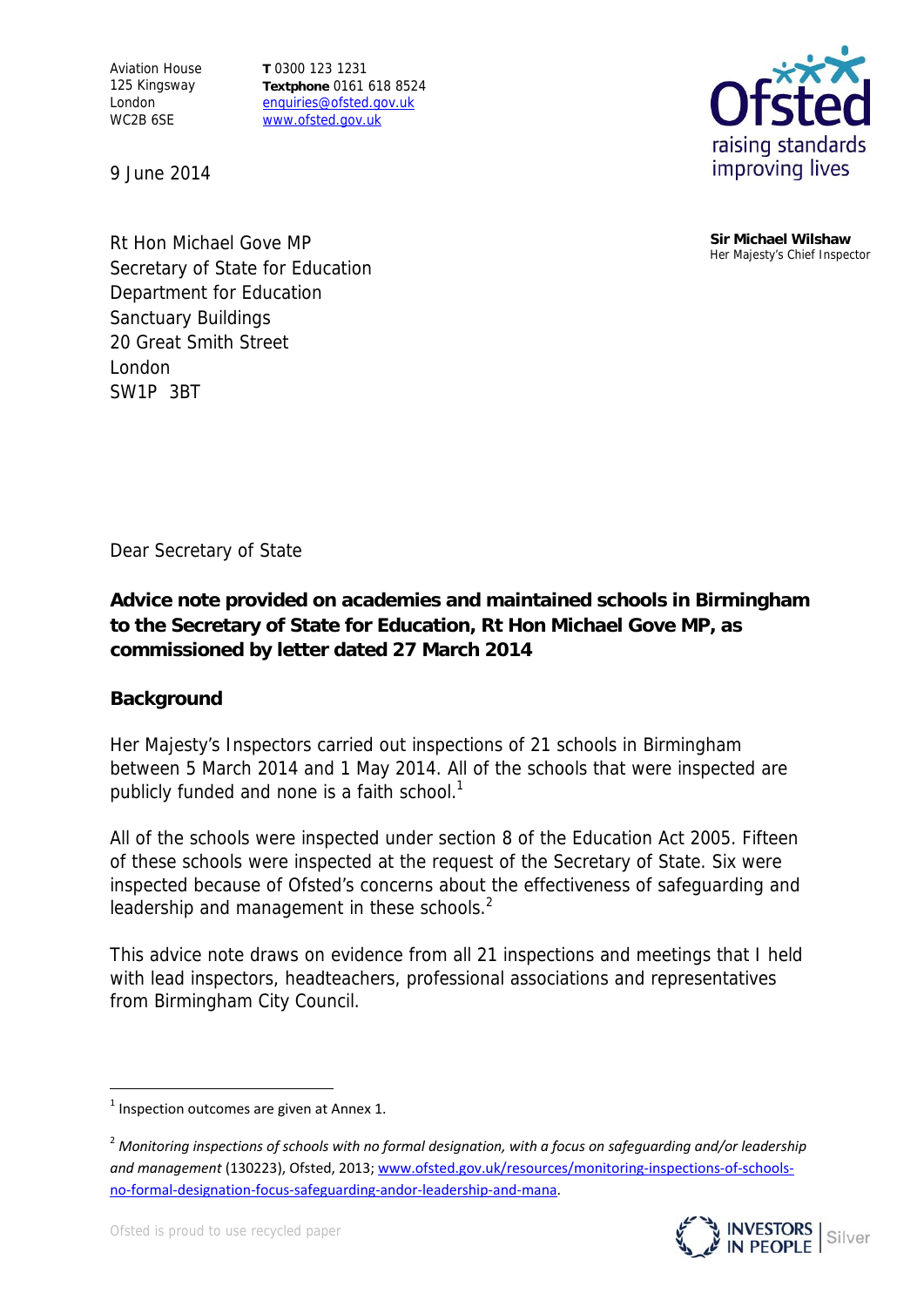Aviation House
125 Kingsway
London
WC2B 6SE

**T** 0300 123 1231
**Textphone** 0161 618 8524
enquiries@ofsted.gov.uk
www.ofsted.gov.uk

Ofsted
raising standards
improving lives

**Sir Michael Wilshaw**
Her Majesty's Chief Inspector

9 June 2014

Rt Hon Michael Gove MP
Secretary of State for Education
Department for Education
Sanctuary Buildings
20 Great Smith Street
London
SW1P 3BT

Dear Secretary of State

**Advice note provided on academies and maintained schools in Birmingham to the Secretary of State for Education, Rt Hon Michael Gove MP, as commissioned by letter dated 27 March 2014**

## Background

Her Majesty's Inspectors carried out inspections of 21 schools in Birmingham between 5 March 2014 and 1 May 2014. All of the schools that were inspected are publicly funded and none is a faith school.[1]

All of the schools were inspected under section 8 of the Education Act 2005. Fifteen of these schools were inspected at the request of the Secretary of State. Six were inspected because of Ofsted's concerns about the effectiveness of safeguarding and leadership and management in these schools.[2]

This advice note draws on evidence from all 21 inspections and meetings that I held with lead inspectors, headteachers, professional associations and representatives from Birmingham City Council.

[1] Inspection outcomes are given at Annex 1.

[2] *Monitoring inspections of schools with no formal designation, with a focus on safeguarding and/or leadership and management* (130223), Ofsted, 2013; www.ofsted.gov.uk/resources/monitoring-inspections-of-schools-no-formal-designation-focus-safeguarding-andor-leadership-and-mana.

Ofsted is proud to use recycled paper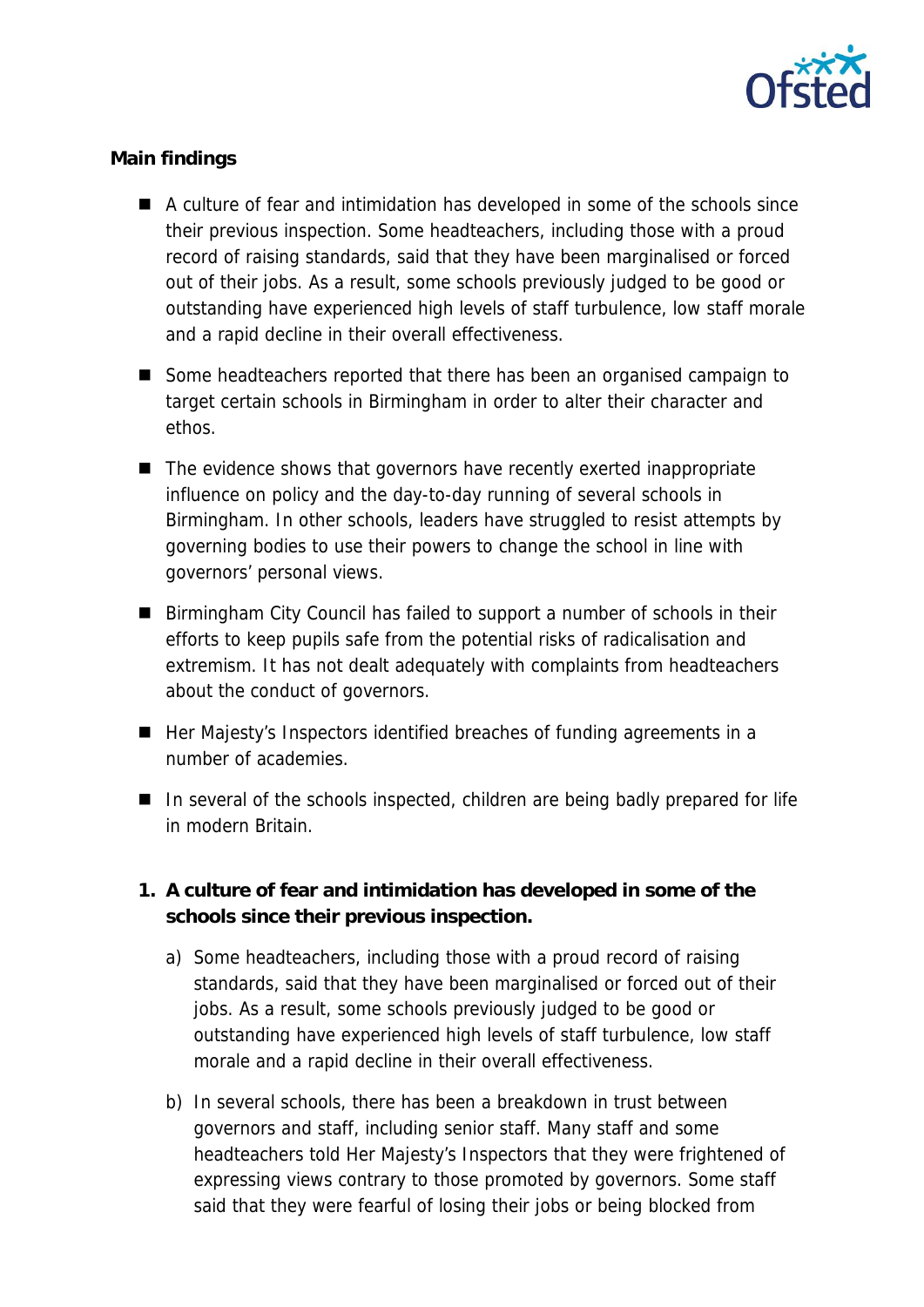**Main findings**

- A culture of fear and intimidation has developed in some of the schools since their previous inspection. Some headteachers, including those with a proud record of raising standards, said that they have been marginalised or forced out of their jobs. As a result, some schools previously judged to be good or outstanding have experienced high levels of staff turbulence, low staff morale and a rapid decline in their overall effectiveness.
- Some headteachers reported that there has been an organised campaign to target certain schools in Birmingham in order to alter their character and ethos.
- The evidence shows that governors have recently exerted inappropriate influence on policy and the day-to-day running of several schools in Birmingham. In other schools, leaders have struggled to resist attempts by governing bodies to use their powers to change the school in line with governors' personal views.
- Birmingham City Council has failed to support a number of schools in their efforts to keep pupils safe from the potential risks of radicalisation and extremism. It has not dealt adequately with complaints from headteachers about the conduct of governors.
- Her Majesty's Inspectors identified breaches of funding agreements in a number of academies.
- In several of the schools inspected, children are being badly prepared for life in modern Britain.

1. **A culture of fear and intimidation has developed in some of the schools since their previous inspection.**
   a) Some headteachers, including those with a proud record of raising standards, said that they have been marginalised or forced out of their jobs. As a result, some schools previously judged to be good or outstanding have experienced high levels of staff turbulence, low staff morale and a rapid decline in their overall effectiveness.
   b) In several schools, there has been a breakdown in trust between governors and staff, including senior staff. Many staff and some headteachers told Her Majesty's Inspectors that they were frightened of expressing views contrary to those promoted by governors. Some staff said that they were fearful of losing their jobs or being blocked from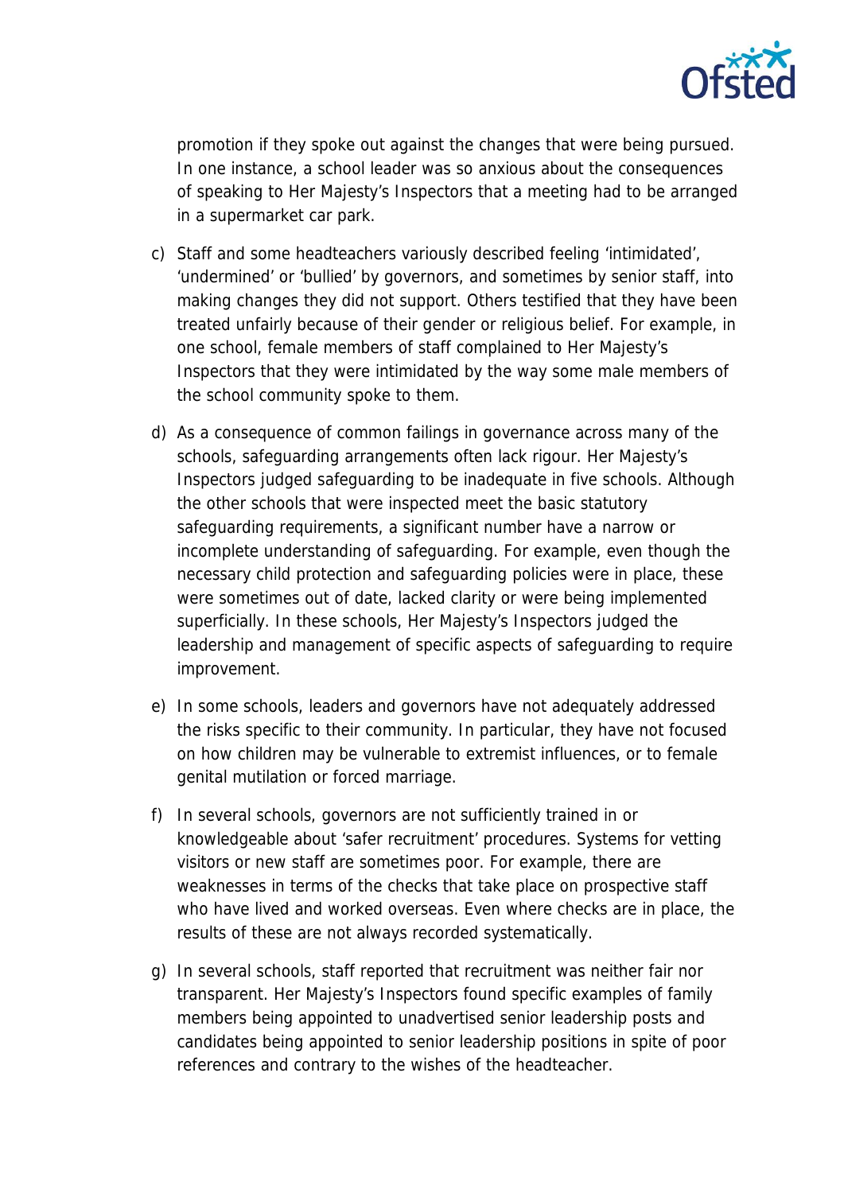promotion if they spoke out against the changes that were being pursued. In one instance, a school leader was so anxious about the consequences of speaking to Her Majesty's Inspectors that a meeting had to be arranged in a supermarket car park.

c) Staff and some headteachers variously described feeling 'intimidated', 'undermined' or 'bullied' by governors, and sometimes by senior staff, into making changes they did not support. Others testified that they have been treated unfairly because of their gender or religious belief. For example, in one school, female members of staff complained to Her Majesty's Inspectors that they were intimidated by the way some male members of the school community spoke to them.

d) As a consequence of common failings in governance across many of the schools, safeguarding arrangements often lack rigour. Her Majesty's Inspectors judged safeguarding to be inadequate in five schools. Although the other schools that were inspected meet the basic statutory safeguarding requirements, a significant number have a narrow or incomplete understanding of safeguarding. For example, even though the necessary child protection and safeguarding policies were in place, these were sometimes out of date, lacked clarity or were being implemented superficially. In these schools, Her Majesty's Inspectors judged the leadership and management of specific aspects of safeguarding to require improvement.

e) In some schools, leaders and governors have not adequately addressed the risks specific to their community. In particular, they have not focused on how children may be vulnerable to extremist influences, or to female genital mutilation or forced marriage.

f) In several schools, governors are not sufficiently trained in or knowledgeable about 'safer recruitment' procedures. Systems for vetting visitors or new staff are sometimes poor. For example, there are weaknesses in terms of the checks that take place on prospective staff who have lived and worked overseas. Even where checks are in place, the results of these are not always recorded systematically.

g) In several schools, staff reported that recruitment was neither fair nor transparent. Her Majesty's Inspectors found specific examples of family members being appointed to unadvertised senior leadership posts and candidates being appointed to senior leadership positions in spite of poor references and contrary to the wishes of the headteacher.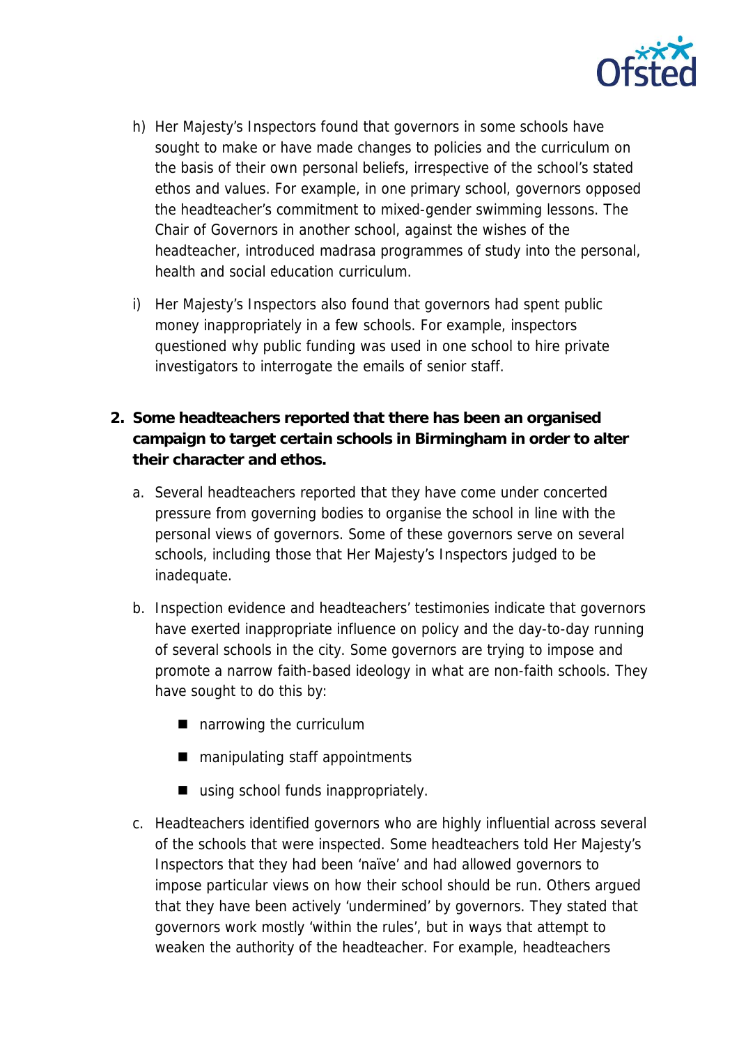h) Her Majesty's Inspectors found that governors in some schools have sought to make or have made changes to policies and the curriculum on the basis of their own personal beliefs, irrespective of the school's stated ethos and values. For example, in one primary school, governors opposed the headteacher's commitment to mixed-gender swimming lessons. The Chair of Governors in another school, against the wishes of the headteacher, introduced madrasa programmes of study into the personal, health and social education curriculum.

i) Her Majesty's Inspectors also found that governors had spent public money inappropriately in a few schools. For example, inspectors questioned why public funding was used in one school to hire private investigators to interrogate the emails of senior staff.

2. **Some headteachers reported that there has been an organised campaign to target certain schools in Birmingham in order to alter their character and ethos.**

   a. Several headteachers reported that they have come under concerted pressure from governing bodies to organise the school in line with the personal views of governors. Some of these governors serve on several schools, including those that Her Majesty's Inspectors judged to be inadequate.

   b. Inspection evidence and headteachers' testimonies indicate that governors have exerted inappropriate influence on policy and the day-to-day running of several schools in the city. Some governors are trying to impose and promote a narrow faith-based ideology in what are non-faith schools. They have sought to do this by:

      - narrowing the curriculum
      - manipulating staff appointments
      - using school funds inappropriately.

   c. Headteachers identified governors who are highly influential across several of the schools that were inspected. Some headteachers told Her Majesty's Inspectors that they had been 'naïve' and had allowed governors to impose particular views on how their school should be run. Others argued that they have been actively 'undermined' by governors. They stated that governors work mostly 'within the rules', but in ways that attempt to weaken the authority of the headteacher. For example, headteachers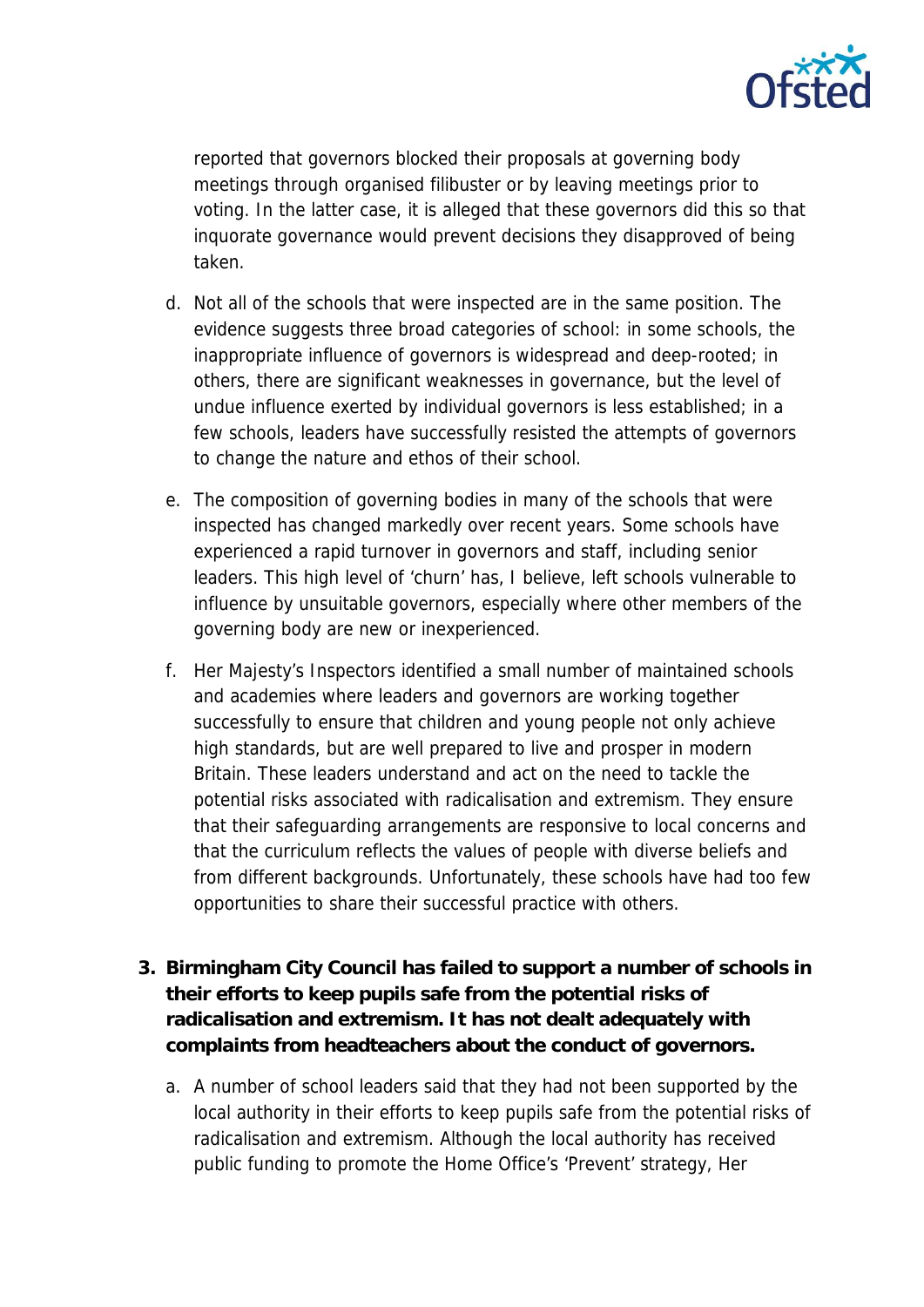reported that governors blocked their proposals at governing body meetings through organised filibuster or by leaving meetings prior to voting. In the latter case, it is alleged that these governors did this so that inquorate governance would prevent decisions they disapproved of being taken.

d. Not all of the schools that were inspected are in the same position. The evidence suggests three broad categories of school: in some schools, the inappropriate influence of governors is widespread and deep-rooted; in others, there are significant weaknesses in governance, but the level of undue influence exerted by individual governors is less established; in a few schools, leaders have successfully resisted the attempts of governors to change the nature and ethos of their school.

e. The composition of governing bodies in many of the schools that were inspected has changed markedly over recent years. Some schools have experienced a rapid turnover in governors and staff, including senior leaders. This high level of 'churn' has, I believe, left schools vulnerable to influence by unsuitable governors, especially where other members of the governing body are new or inexperienced.

f. Her Majesty's Inspectors identified a small number of maintained schools and academies where leaders and governors are working together successfully to ensure that children and young people not only achieve high standards, but are well prepared to live and prosper in modern Britain. These leaders understand and act on the need to tackle the potential risks associated with radicalisation and extremism. They ensure that their safeguarding arrangements are responsive to local concerns and that the curriculum reflects the values of people with diverse beliefs and from different backgrounds. Unfortunately, these schools have had too few opportunities to share their successful practice with others.

3. **Birmingham City Council has failed to support a number of schools in their efforts to keep pupils safe from the potential risks of radicalisation and extremism. It has not dealt adequately with complaints from headteachers about the conduct of governors.**

   a. A number of school leaders said that they had not been supported by the local authority in their efforts to keep pupils safe from the potential risks of radicalisation and extremism. Although the local authority has received public funding to promote the Home Office's 'Prevent' strategy, Her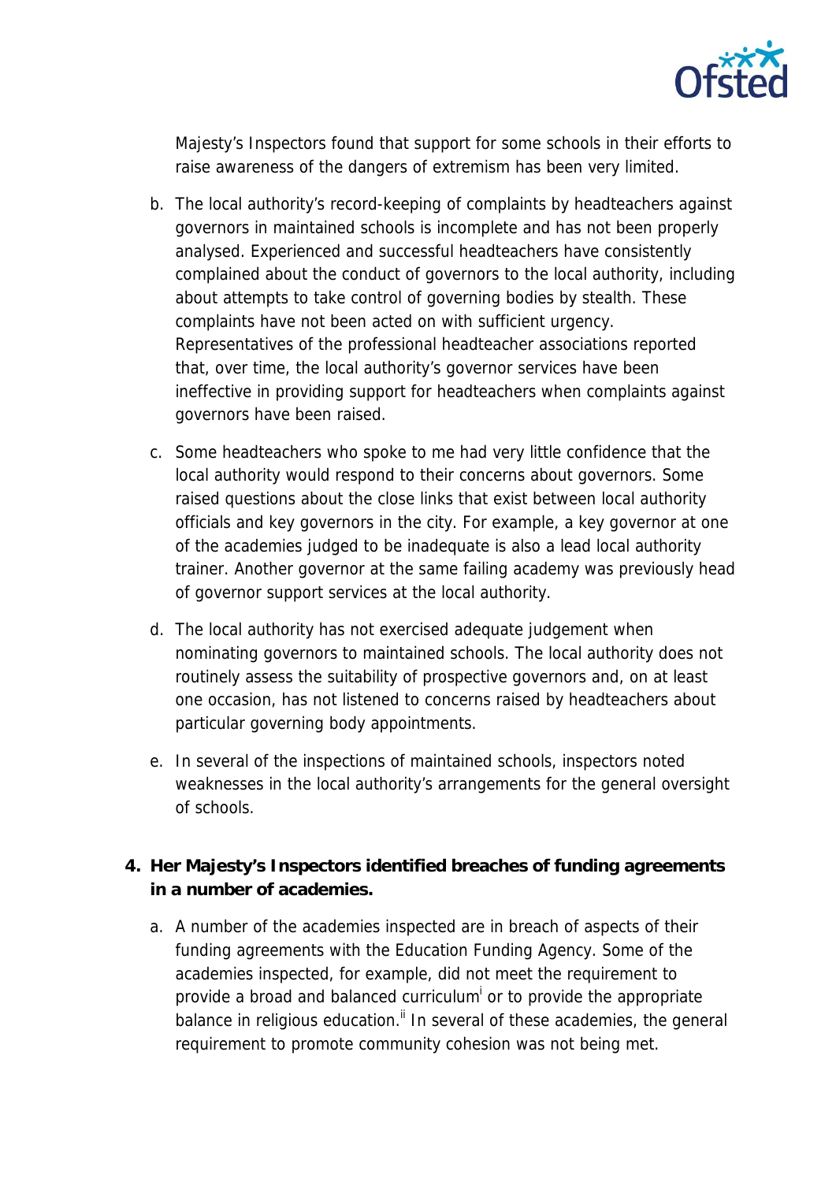Majesty's Inspectors found that support for some schools in their efforts to raise awareness of the dangers of extremism has been very limited.

b. The local authority's record-keeping of complaints by headteachers against governors in maintained schools is incomplete and has not been properly analysed. Experienced and successful headteachers have consistently complained about the conduct of governors to the local authority, including about attempts to take control of governing bodies by stealth. These complaints have not been acted on with sufficient urgency. Representatives of the professional headteacher associations reported that, over time, the local authority's governor services have been ineffective in providing support for headteachers when complaints against governors have been raised.

c. Some headteachers who spoke to me had very little confidence that the local authority would respond to their concerns about governors. Some raised questions about the close links that exist between local authority officials and key governors in the city. For example, a key governor at one of the academies judged to be inadequate is also a lead local authority trainer. Another governor at the same failing academy was previously head of governor support services at the local authority.

d. The local authority has not exercised adequate judgement when nominating governors to maintained schools. The local authority does not routinely assess the suitability of prospective governors and, on at least one occasion, has not listened to concerns raised by headteachers about particular governing body appointments.

e. In several of the inspections of maintained schools, inspectors noted weaknesses in the local authority's arrangements for the general oversight of schools.

**4. Her Majesty's Inspectors identified breaches of funding agreements in a number of academies.**

a. A number of the academies inspected are in breach of aspects of their funding agreements with the Education Funding Agency. Some of the academies inspected, for example, did not meet the requirement to provide a broad and balanced curriculum[i] or to provide the appropriate balance in religious education.[ii] In several of these academies, the general requirement to promote community cohesion was not being met.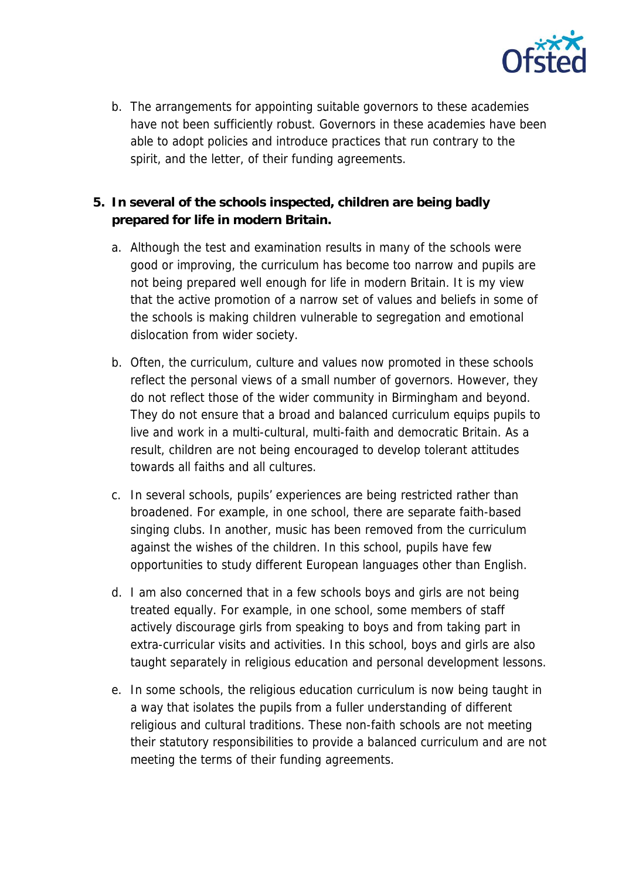b. The arrangements for appointing suitable governors to these academies have not been sufficiently robust. Governors in these academies have been able to adopt policies and introduce practices that run contrary to the spirit, and the letter, of their funding agreements.

5. **In several of the schools inspected, children are being badly prepared for life in modern Britain.**

   a. Although the test and examination results in many of the schools were good or improving, the curriculum has become too narrow and pupils are not being prepared well enough for life in modern Britain. It is my view that the active promotion of a narrow set of values and beliefs in some of the schools is making children vulnerable to segregation and emotional dislocation from wider society.

   b. Often, the curriculum, culture and values now promoted in these schools reflect the personal views of a small number of governors. However, they do not reflect those of the wider community in Birmingham and beyond. They do not ensure that a broad and balanced curriculum equips pupils to live and work in a multi-cultural, multi-faith and democratic Britain. As a result, children are not being encouraged to develop tolerant attitudes towards all faiths and all cultures.

   c. In several schools, pupils' experiences are being restricted rather than broadened. For example, in one school, there are separate faith-based singing clubs. In another, music has been removed from the curriculum against the wishes of the children. In this school, pupils have few opportunities to study different European languages other than English.

   d. I am also concerned that in a few schools boys and girls are not being treated equally. For example, in one school, some members of staff actively discourage girls from speaking to boys and from taking part in extra-curricular visits and activities. In this school, boys and girls are also taught separately in religious education and personal development lessons.

   e. In some schools, the religious education curriculum is now being taught in a way that isolates the pupils from a fuller understanding of different religious and cultural traditions. These non-faith schools are not meeting their statutory responsibilities to provide a balanced curriculum and are not meeting the terms of their funding agreements.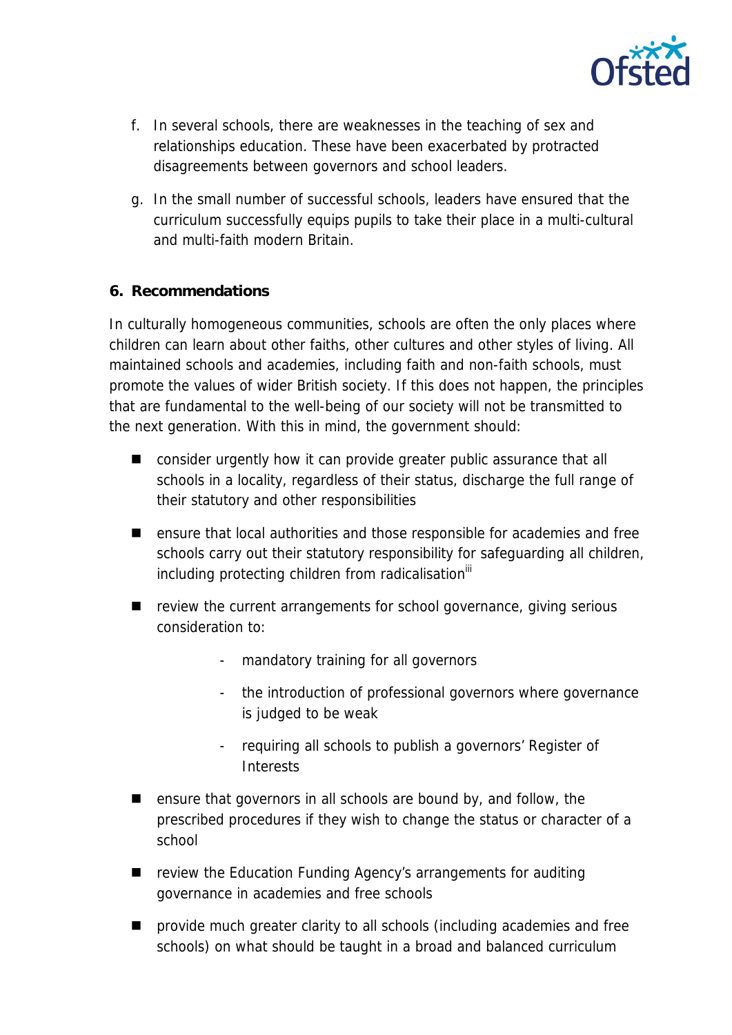f. In several schools, there are weaknesses in the teaching of sex and relationships education. These have been exacerbated by protracted disagreements between governors and school leaders.

g. In the small number of successful schools, leaders have ensured that the curriculum successfully equips pupils to take their place in a multi-cultural and multi-faith modern Britain.

## 6. Recommendations

In culturally homogeneous communities, schools are often the only places where children can learn about other faiths, other cultures and other styles of living. All maintained schools and academies, including faith and non-faith schools, must promote the values of wider British society. If this does not happen, the principles that are fundamental to the well-being of our society will not be transmitted to the next generation. With this in mind, the government should:

- consider urgently how it can provide greater public assurance that all schools in a locality, regardless of their status, discharge the full range of their statutory and other responsibilities
- ensure that local authorities and those responsible for academies and free schools carry out their statutory responsibility for safeguarding all children, including protecting children from radicalisation[iii]
- review the current arrangements for school governance, giving serious consideration to:
  - mandatory training for all governors
  - the introduction of professional governors where governance is judged to be weak
  - requiring all schools to publish a governors' Register of Interests
- ensure that governors in all schools are bound by, and follow, the prescribed procedures if they wish to change the status or character of a school
- review the Education Funding Agency's arrangements for auditing governance in academies and free schools
- provide much greater clarity to all schools (including academies and free schools) on what should be taught in a broad and balanced curriculum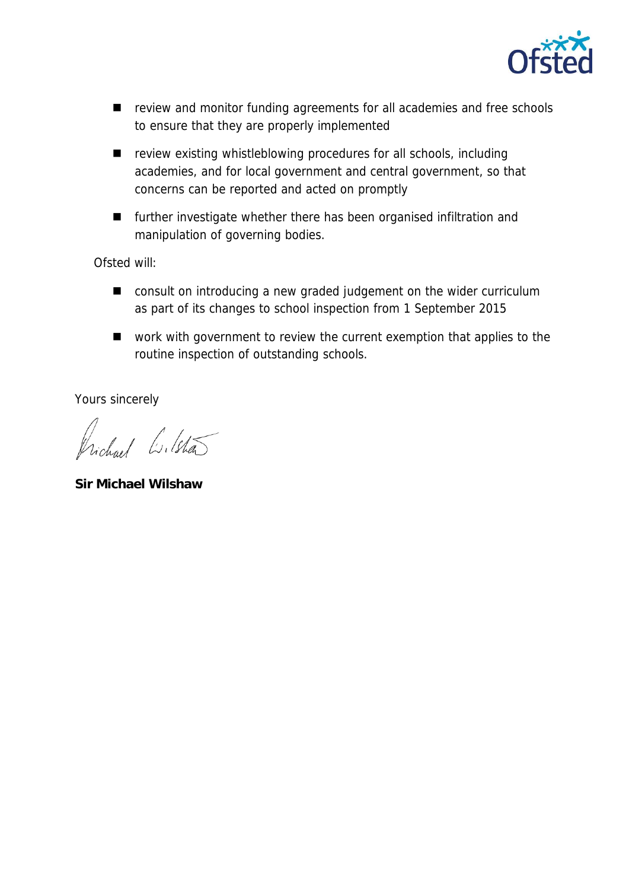- review and monitor funding agreements for all academies and free schools to ensure that they are properly implemented
- review existing whistleblowing procedures for all schools, including academies, and for local government and central government, so that concerns can be reported and acted on promptly
- further investigate whether there has been organised infiltration and manipulation of governing bodies.

Ofsted will:

- consult on introducing a new graded judgement on the wider curriculum as part of its changes to school inspection from 1 September 2015
- work with government to review the current exemption that applies to the routine inspection of outstanding schools.

Yours sincerely

**Sir Michael Wilshaw**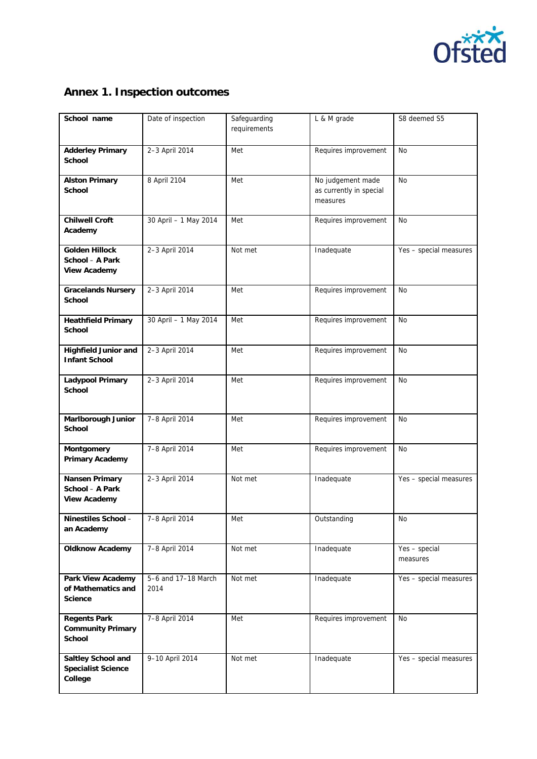## Annex 1. Inspection outcomes

| School name | Date of inspection | Safeguarding requirements | L & M grade | S8 deemed S5 |
|---|---|---|---|---|
| **Adderley Primary School** | 2–3 April 2014 | Met | Requires improvement | No |
| **Alston Primary School** | 8 April 2104 | Met | No judgement made as currently in special measures | No |
| **Chilwell Croft Academy** | 30 April – 1 May 2014 | Met | Requires improvement | No |
| **Golden Hillock School – A Park View Academy** | 2–3 April 2014 | Not met | Inadequate | Yes – special measures |
| **Gracelands Nursery School** | 2–3 April 2014 | Met | Requires improvement | No |
| **Heathfield Primary School** | 30 April – 1 May 2014 | Met | Requires improvement | No |
| **Highfield Junior and Infant School** | 2–3 April 2014 | Met | Requires improvement | No |
| **Ladypool Primary School** | 2–3 April 2014 | Met | Requires improvement | No |
| **Marlborough Junior School** | 7–8 April 2014 | Met | Requires improvement | No |
| **Montgomery Primary Academy** | 7–8 April 2014 | Met | Requires improvement | No |
| **Nansen Primary School – A Park View Academy** | 2–3 April 2014 | Not met | Inadequate | Yes – special measures |
| **Ninestiles School – an Academy** | 7–8 April 2014 | Met | Outstanding | No |
| **Oldknow Academy** | 7–8 April 2014 | Not met | Inadequate | Yes – special measures |
| **Park View Academy of Mathematics and Science** | 5–6 and 17–18 March 2014 | Not met | Inadequate | Yes – special measures |
| **Regents Park Community Primary School** | 7–8 April 2014 | Met | Requires improvement | No |
| **Saltley School and Specialist Science College** | 9–10 April 2014 | Not met | Inadequate | Yes – special measures |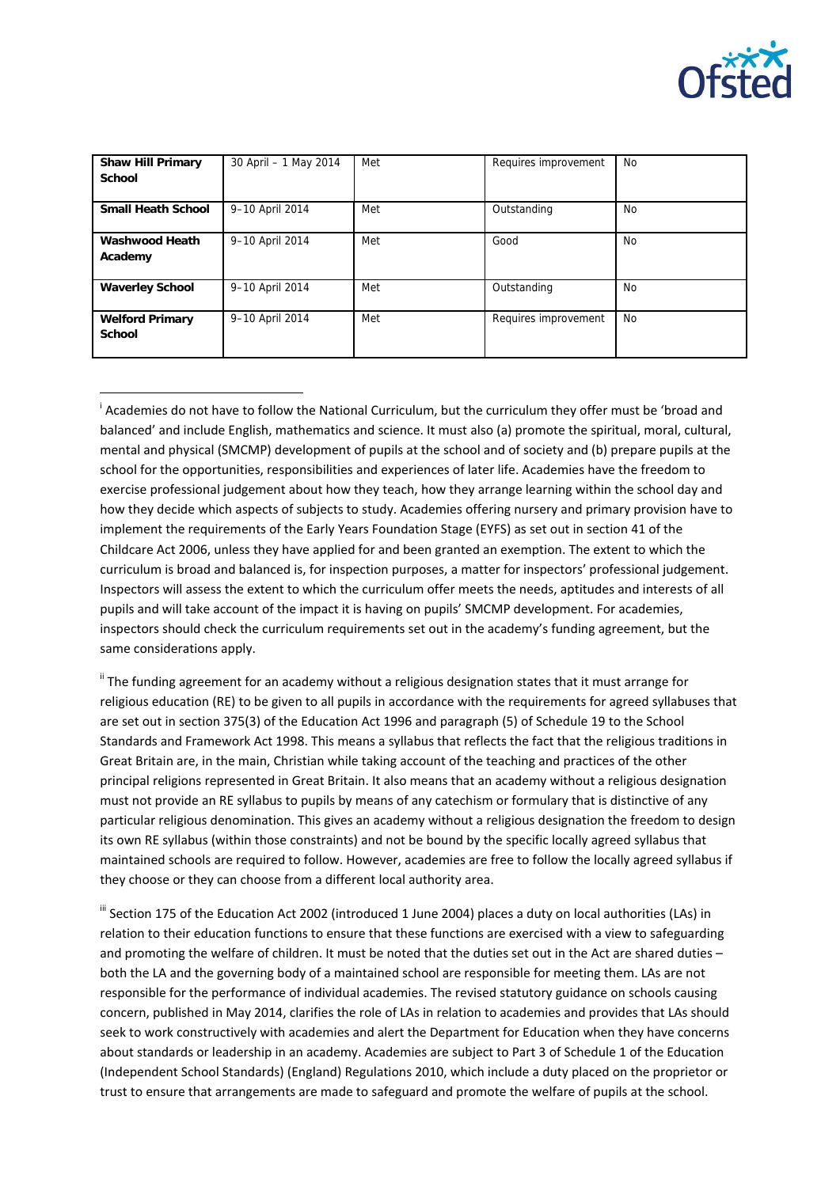| | | | | |
|---|---|---|---|---|
| **Shaw Hill Primary School** | 30 April – 1 May 2014 | Met | Requires improvement | No |
| **Small Heath School** | 9–10 April 2014 | Met | Outstanding | No |
| **Washwood Heath Academy** | 9–10 April 2014 | Met | Good | No |
| **Waverley School** | 9–10 April 2014 | Met | Outstanding | No |
| **Welford Primary School** | 9–10 April 2014 | Met | Requires improvement | No |

[i] Academies do not have to follow the National Curriculum, but the curriculum they offer must be 'broad and balanced' and include English, mathematics and science. It must also (a) promote the spiritual, moral, cultural, mental and physical (SMCMP) development of pupils at the school and of society and (b) prepare pupils at the school for the opportunities, responsibilities and experiences of later life. Academies have the freedom to exercise professional judgement about how they teach, how they arrange learning within the school day and how they decide which aspects of subjects to study. Academies offering nursery and primary provision have to implement the requirements of the Early Years Foundation Stage (EYFS) as set out in section 41 of the Childcare Act 2006, unless they have applied for and been granted an exemption. The extent to which the curriculum is broad and balanced is, for inspection purposes, a matter for inspectors' professional judgement. Inspectors will assess the extent to which the curriculum offer meets the needs, aptitudes and interests of all pupils and will take account of the impact it is having on pupils' SMCMP development. For academies, inspectors should check the curriculum requirements set out in the academy's funding agreement, but the same considerations apply.

[ii] The funding agreement for an academy without a religious designation states that it must arrange for religious education (RE) to be given to all pupils in accordance with the requirements for agreed syllabuses that are set out in section 375(3) of the Education Act 1996 and paragraph (5) of Schedule 19 to the School Standards and Framework Act 1998. This means a syllabus that reflects the fact that the religious traditions in Great Britain are, in the main, Christian while taking account of the teaching and practices of the other principal religions represented in Great Britain. It also means that an academy without a religious designation must not provide an RE syllabus to pupils by means of any catechism or formulary that is distinctive of any particular religious denomination. This gives an academy without a religious designation the freedom to design its own RE syllabus (within those constraints) and not be bound by the specific locally agreed syllabus that maintained schools are required to follow. However, academies are free to follow the locally agreed syllabus if they choose or they can choose from a different local authority area.

[iii] Section 175 of the Education Act 2002 (introduced 1 June 2004) places a duty on local authorities (LAs) in relation to their education functions to ensure that these functions are exercised with a view to safeguarding and promoting the welfare of children. It must be noted that the duties set out in the Act are shared duties – both the LA and the governing body of a maintained school are responsible for meeting them. LAs are not responsible for the performance of individual academies. The revised statutory guidance on schools causing concern, published in May 2014, clarifies the role of LAs in relation to academies and provides that LAs should seek to work constructively with academies and alert the Department for Education when they have concerns about standards or leadership in an academy. Academies are subject to Part 3 of Schedule 1 of the Education (Independent School Standards) (England) Regulations 2010, which include a duty placed on the proprietor or trust to ensure that arrangements are made to safeguard and promote the welfare of pupils at the school.